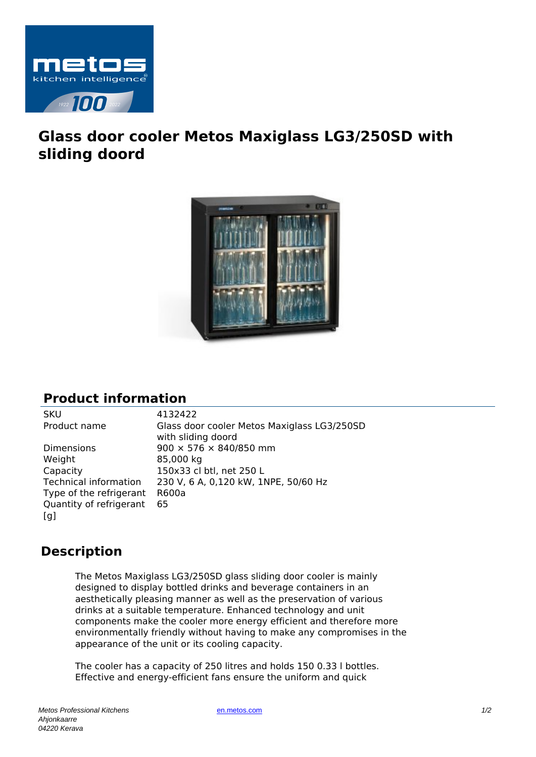# Glass door cooler Metos Maxiglass LG3/250SD with sliding doord

## Product information

| | |
|---|---|
| SKU | 4132422 |
| Product name | Glass door cooler Metos Maxiglass LG3/250SD with sliding doord |
| Dimensions | 900 × 576 × 840/850 mm |
| Weight | 85,000 kg |
| Capacity | 150x33 cl btl, net 250 L |
| Technical information | 230 V, 6 A, 0,120 kW, 1NPE, 50/60 Hz |
| Type of the refrigerant | R600a |
| Quantity of refrigerant [g] | 65 |

## Description

The Metos Maxiglass LG3/250SD glass sliding door cooler is mainly designed to display bottled drinks and beverage containers in an aesthetically pleasing manner as well as the preservation of various drinks at a suitable temperature. Enhanced technology and unit components make the cooler more energy efficient and therefore more environmentally friendly without having to make any compromises in the appearance of the unit or its cooling capacity.

The cooler has a capacity of 250 litres and holds 150 0.33 l bottles. Effective and energy-efficient fans ensure the uniform and quick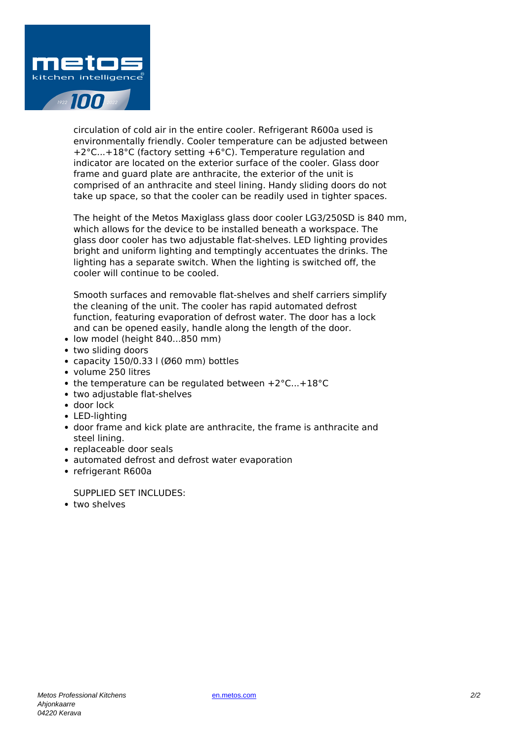circulation of cold air in the entire cooler. Refrigerant R600a used is environmentally friendly. Cooler temperature can be adjusted between +2°C...+18°C (factory setting +6°C). Temperature regulation and indicator are located on the exterior surface of the cooler. Glass door frame and guard plate are anthracite, the exterior of the unit is comprised of an anthracite and steel lining. Handy sliding doors do not take up space, so that the cooler can be readily used in tighter spaces.

The height of the Metos Maxiglass glass door cooler LG3/250SD is 840 mm, which allows for the device to be installed beneath a workspace. The glass door cooler has two adjustable flat-shelves. LED lighting provides bright and uniform lighting and temptingly accentuates the drinks. The lighting has a separate switch. When the lighting is switched off, the cooler will continue to be cooled.

Smooth surfaces and removable flat-shelves and shelf carriers simplify the cleaning of the unit. The cooler has rapid automated defrost function, featuring evaporation of defrost water. The door has a lock and can be opened easily, handle along the length of the door.

- low model (height 840...850 mm)
- two sliding doors
- capacity 150/0.33 l (Ø60 mm) bottles
- volume 250 litres
- the temperature can be regulated between +2°C...+18°C
- two adjustable flat-shelves
- door lock
- LED-lighting
- door frame and kick plate are anthracite, the frame is anthracite and steel lining.
- replaceable door seals
- automated defrost and defrost water evaporation
- refrigerant R600a

SUPPLIED SET INCLUDES:

- two shelves